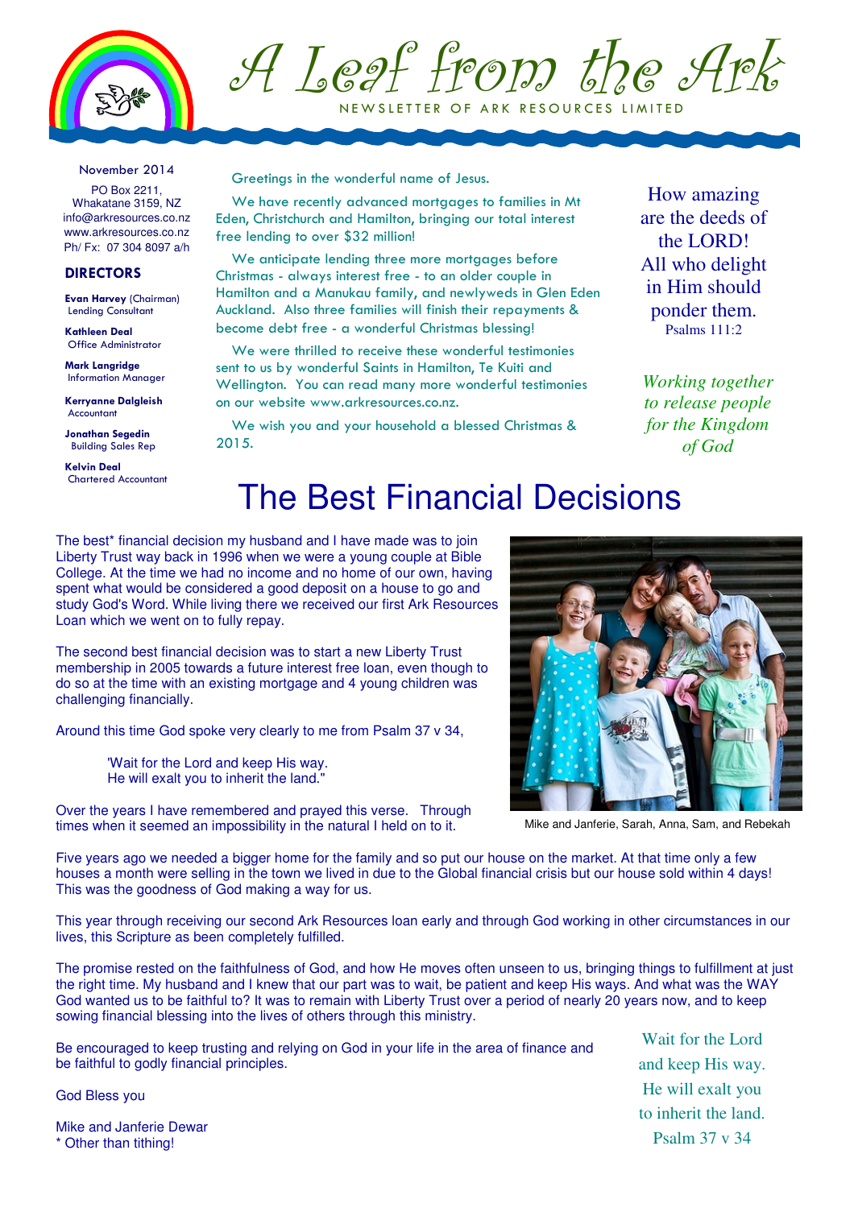# A Leaf from the Ark

NEWSLETTER OF ARK RESOURCES LIMITED

November 2014

PO Box 2211,
Whakatane 3159, NZ
info@arkresources.co.nz
www.arkresources.co.nz
Ph/ Fx: 07 304 8097 a/h

**DIRECTORS**

**Evan Harvey** (Chairman)
Lending Consultant

**Kathleen Deal**
Office Administrator

**Mark Langridge**
Information Manager

**Kerryanne Dalgleish**
Accountant

**Jonathan Segedin**
Building Sales Rep

**Kelvin Deal**
Chartered Accountant

Greetings in the wonderful name of Jesus.

We have recently advanced mortgages to families in Mt Eden, Christchurch and Hamilton, bringing our total interest free lending to over $32 million!

We anticipate lending three more mortgages before Christmas - always interest free - to an older couple in Hamilton and a Manukau family, and newlyweds in Glen Eden Auckland. Also three families will finish their repayments & become debt free - a wonderful Christmas blessing!

We were thrilled to receive these wonderful testimonies sent to us by wonderful Saints in Hamilton, Te Kuiti and Wellington. You can read many more wonderful testimonies on our website www.arkresources.co.nz.

We wish you and your household a blessed Christmas & 2015.

How amazing are the deeds of the LORD! All who delight in Him should ponder them.
Psalms 111:2

*Working together to release people for the Kingdom of God*

# The Best Financial Decisions

The best* financial decision my husband and I have made was to join Liberty Trust way back in 1996 when we were a young couple at Bible College. At the time we had no income and no home of our own, having spent what would be considered a good deposit on a house to go and study God's Word. While living there we received our first Ark Resources Loan which we went on to fully repay.

The second best financial decision was to start a new Liberty Trust membership in 2005 towards a future interest free loan, even though to do so at the time with an existing mortgage and 4 young children was challenging financially.

Around this time God spoke very clearly to me from Psalm 37 v 34,

> 'Wait for the Lord and keep His way.
> He will exalt you to inherit the land."

Over the years I have remembered and prayed this verse. Through times when it seemed an impossibility in the natural I held on to it.

Mike and Janferie, Sarah, Anna, Sam, and Rebekah

Five years ago we needed a bigger home for the family and so put our house on the market. At that time only a few houses a month were selling in the town we lived in due to the Global financial crisis but our house sold within 4 days! This was the goodness of God making a way for us.

This year through receiving our second Ark Resources loan early and through God working in other circumstances in our lives, this Scripture as been completely fulfilled.

The promise rested on the faithfulness of God, and how He moves often unseen to us, bringing things to fulfillment at just the right time. My husband and I knew that our part was to wait, be patient and keep His ways. And what was the WAY God wanted us to be faithful to? It was to remain with Liberty Trust over a period of nearly 20 years now, and to keep sowing financial blessing into the lives of others through this ministry.

Be encouraged to keep trusting and relying on God in your life in the area of finance and be faithful to godly financial principles.

God Bless you

Mike and Janferie Dewar
* Other than tithing!

Wait for the Lord and keep His way. He will exalt you to inherit the land.
Psalm 37 v 34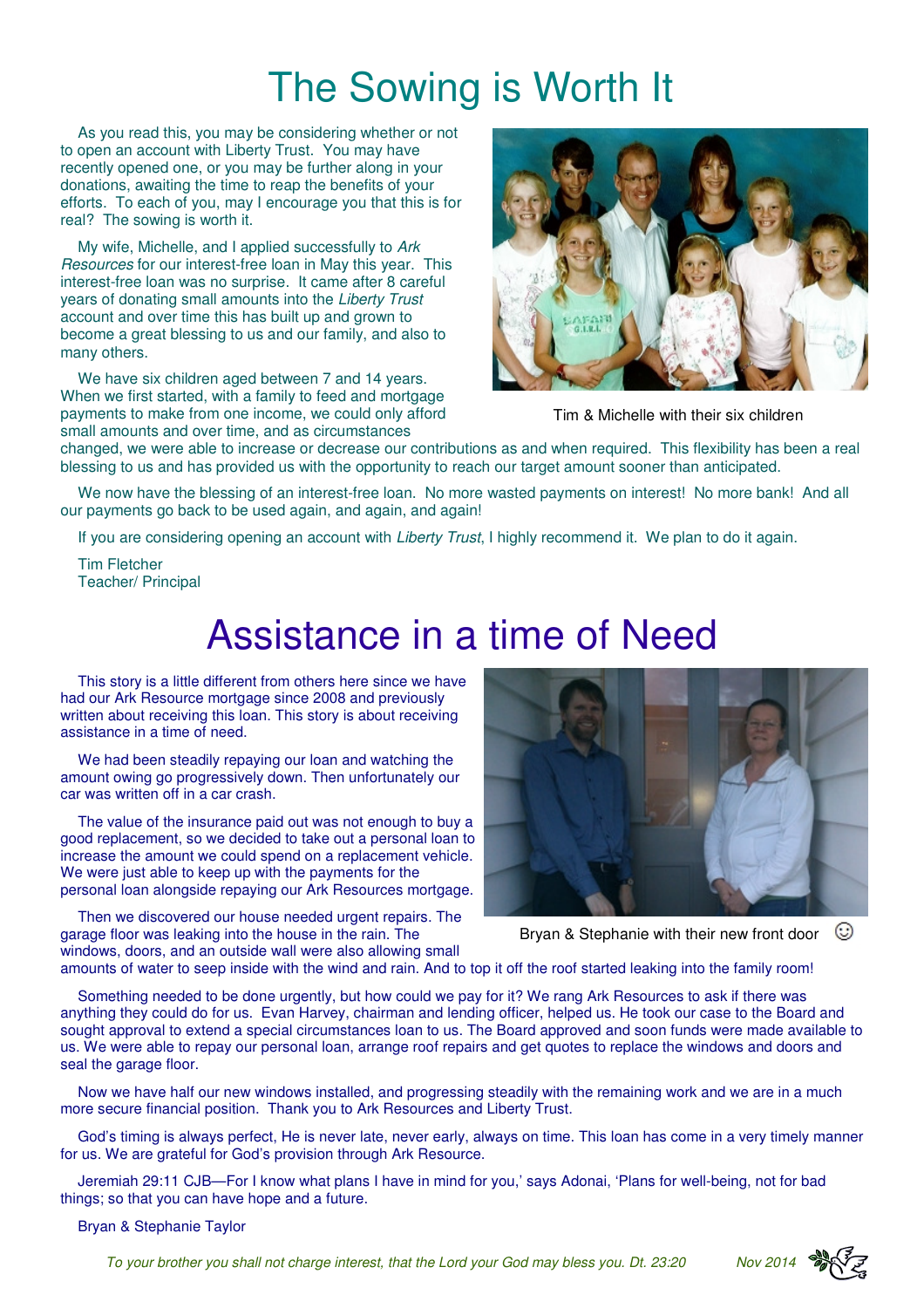# The Sowing is Worth It

As you read this, you may be considering whether or not to open an account with Liberty Trust. You may have recently opened one, or you may be further along in your donations, awaiting the time to reap the benefits of your efforts. To each of you, may I encourage you that this is for real? The sowing is worth it.

My wife, Michelle, and I applied successfully to *Ark Resources* for our interest-free loan in May this year. This interest-free loan was no surprise. It came after 8 careful years of donating small amounts into the *Liberty Trust* account and over time this has built up and grown to become a great blessing to us and our family, and also to many others.

We have six children aged between 7 and 14 years. When we first started, with a family to feed and mortgage payments to make from one income, we could only afford small amounts and over time, and as circumstances changed, we were able to increase or decrease our contributions as and when required. This flexibility has been a real blessing to us and has provided us with the opportunity to reach our target amount sooner than anticipated.

Tim & Michelle with their six children

We now have the blessing of an interest-free loan. No more wasted payments on interest! No more bank! And all our payments go back to be used again, and again, and again!

If you are considering opening an account with *Liberty Trust*, I highly recommend it. We plan to do it again.

Tim Fletcher
Teacher/ Principal

# Assistance in a time of Need

This story is a little different from others here since we have had our Ark Resource mortgage since 2008 and previously written about receiving this loan. This story is about receiving assistance in a time of need.

We had been steadily repaying our loan and watching the amount owing go progressively down. Then unfortunately our car was written off in a car crash.

The value of the insurance paid out was not enough to buy a good replacement, so we decided to take out a personal loan to increase the amount we could spend on a replacement vehicle. We were just able to keep up with the payments for the personal loan alongside repaying our Ark Resources mortgage.

Then we discovered our house needed urgent repairs. The garage floor was leaking into the house in the rain. The windows, doors, and an outside wall were also allowing small amounts of water to seep inside with the wind and rain. And to top it off the roof started leaking into the family room!

Bryan & Stephanie with their new front door ☺

Something needed to be done urgently, but how could we pay for it? We rang Ark Resources to ask if there was anything they could do for us. Evan Harvey, chairman and lending officer, helped us. He took our case to the Board and sought approval to extend a special circumstances loan to us. The Board approved and soon funds were made available to us. We were able to repay our personal loan, arrange roof repairs and get quotes to replace the windows and doors and seal the garage floor.

Now we have half our new windows installed, and progressing steadily with the remaining work and we are in a much more secure financial position. Thank you to Ark Resources and Liberty Trust.

God's timing is always perfect, He is never late, never early, always on time. This loan has come in a very timely manner for us. We are grateful for God's provision through Ark Resource.

Jeremiah 29:11 CJB—For I know what plans I have in mind for you,' says Adonai, 'Plans for well-being, not for bad things; so that you can have hope and a future.

Bryan & Stephanie Taylor

*To your brother you shall not charge interest, that the Lord your God may bless you. Dt. 23:20* *Nov 2014*